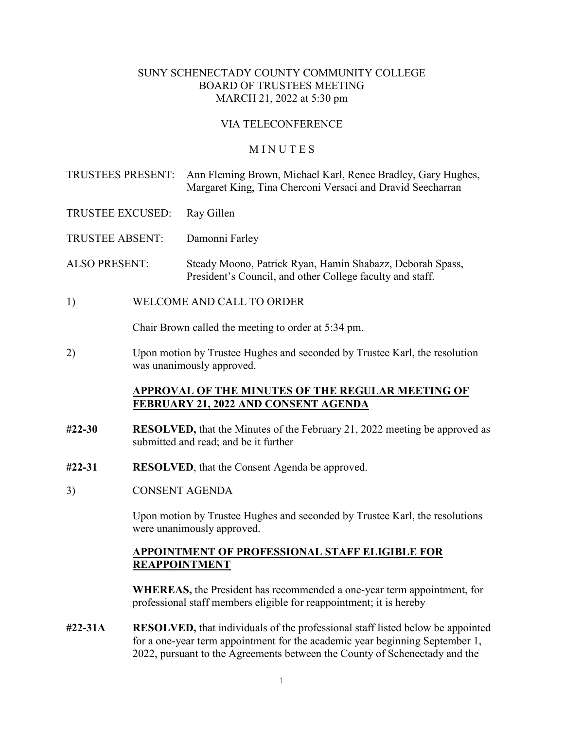SUNY SCHENECTADY COUNTY COMMUNITY COLLEGE
BOARD OF TRUSTEES MEETING
MARCH 21, 2022 at 5:30 pm

VIA TELECONFERENCE

M I N U T E S

TRUSTEES PRESENT: Ann Fleming Brown, Michael Karl, Renee Bradley, Gary Hughes, Margaret King, Tina Cherconi Versaci and Dravid Seecharran

TRUSTEE EXCUSED: Ray Gillen

TRUSTEE ABSENT: Damonni Farley

ALSO PRESENT: Steady Moono, Patrick Ryan, Hamin Shabazz, Deborah Spass, President's Council, and other College faculty and staff.

1) WELCOME AND CALL TO ORDER

Chair Brown called the meeting to order at 5:34 pm.

2) Upon motion by Trustee Hughes and seconded by Trustee Karl, the resolution was unanimously approved.

**APPROVAL OF THE MINUTES OF THE REGULAR MEETING OF FEBRUARY 21, 2022 AND CONSENT AGENDA**

**#22-30** **RESOLVED,** that the Minutes of the February 21, 2022 meeting be approved as submitted and read; and be it further

**#22-31** **RESOLVED**, that the Consent Agenda be approved.

3) CONSENT AGENDA

Upon motion by Trustee Hughes and seconded by Trustee Karl, the resolutions were unanimously approved.

**APPOINTMENT OF PROFESSIONAL STAFF ELIGIBLE FOR REAPPOINTMENT**

**WHEREAS,** the President has recommended a one-year term appointment, for professional staff members eligible for reappointment; it is hereby

**#22-31A** **RESOLVED,** that individuals of the professional staff listed below be appointed for a one-year term appointment for the academic year beginning September 1, 2022, pursuant to the Agreements between the County of Schenectady and the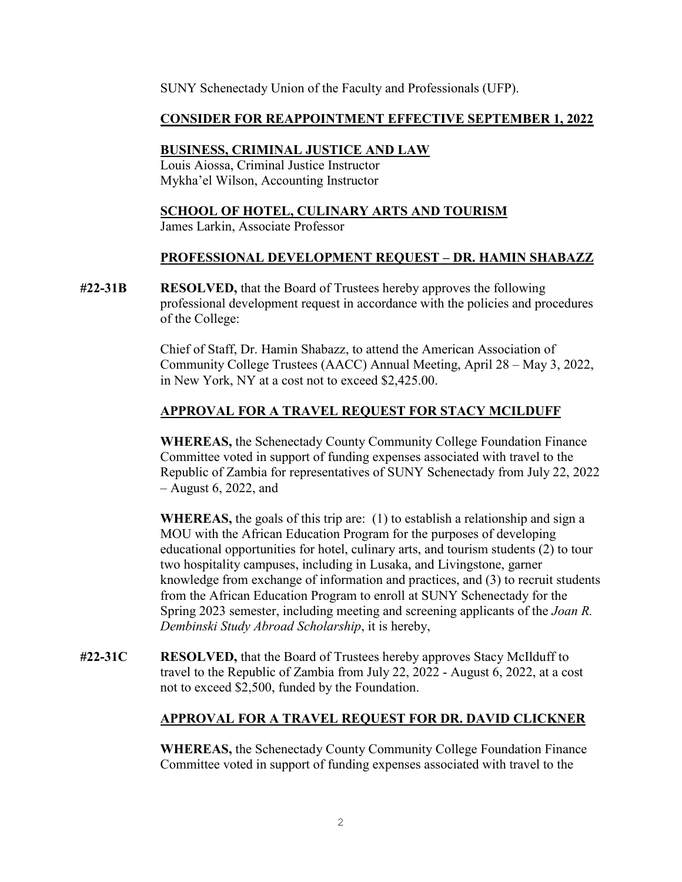SUNY Schenectady Union of the Faculty and Professionals (UFP).

**CONSIDER FOR REAPPOINTMENT EFFECTIVE SEPTEMBER 1, 2022**

**BUSINESS, CRIMINAL JUSTICE AND LAW**

Louis Aiossa, Criminal Justice Instructor
Mykha'el Wilson, Accounting Instructor

**SCHOOL OF HOTEL, CULINARY ARTS AND TOURISM**

James Larkin, Associate Professor

**PROFESSIONAL DEVELOPMENT REQUEST – DR. HAMIN SHABAZZ**

**#22-31B** **RESOLVED,** that the Board of Trustees hereby approves the following professional development request in accordance with the policies and procedures of the College:

Chief of Staff, Dr. Hamin Shabazz, to attend the American Association of Community College Trustees (AACC) Annual Meeting, April 28 – May 3, 2022, in New York, NY at a cost not to exceed $2,425.00.

**APPROVAL FOR A TRAVEL REQUEST FOR STACY MCILDUFF**

**WHEREAS,** the Schenectady County Community College Foundation Finance Committee voted in support of funding expenses associated with travel to the Republic of Zambia for representatives of SUNY Schenectady from July 22, 2022 – August 6, 2022, and

**WHEREAS,** the goals of this trip are: (1) to establish a relationship and sign a MOU with the African Education Program for the purposes of developing educational opportunities for hotel, culinary arts, and tourism students (2) to tour two hospitality campuses, including in Lusaka, and Livingstone, garner knowledge from exchange of information and practices, and (3) to recruit students from the African Education Program to enroll at SUNY Schenectady for the Spring 2023 semester, including meeting and screening applicants of the *Joan R. Dembinski Study Abroad Scholarship*, it is hereby,

**#22-31C** **RESOLVED,** that the Board of Trustees hereby approves Stacy McIlduff to travel to the Republic of Zambia from July 22, 2022 - August 6, 2022, at a cost not to exceed $2,500, funded by the Foundation.

**APPROVAL FOR A TRAVEL REQUEST FOR DR. DAVID CLICKNER**

**WHEREAS,** the Schenectady County Community College Foundation Finance Committee voted in support of funding expenses associated with travel to the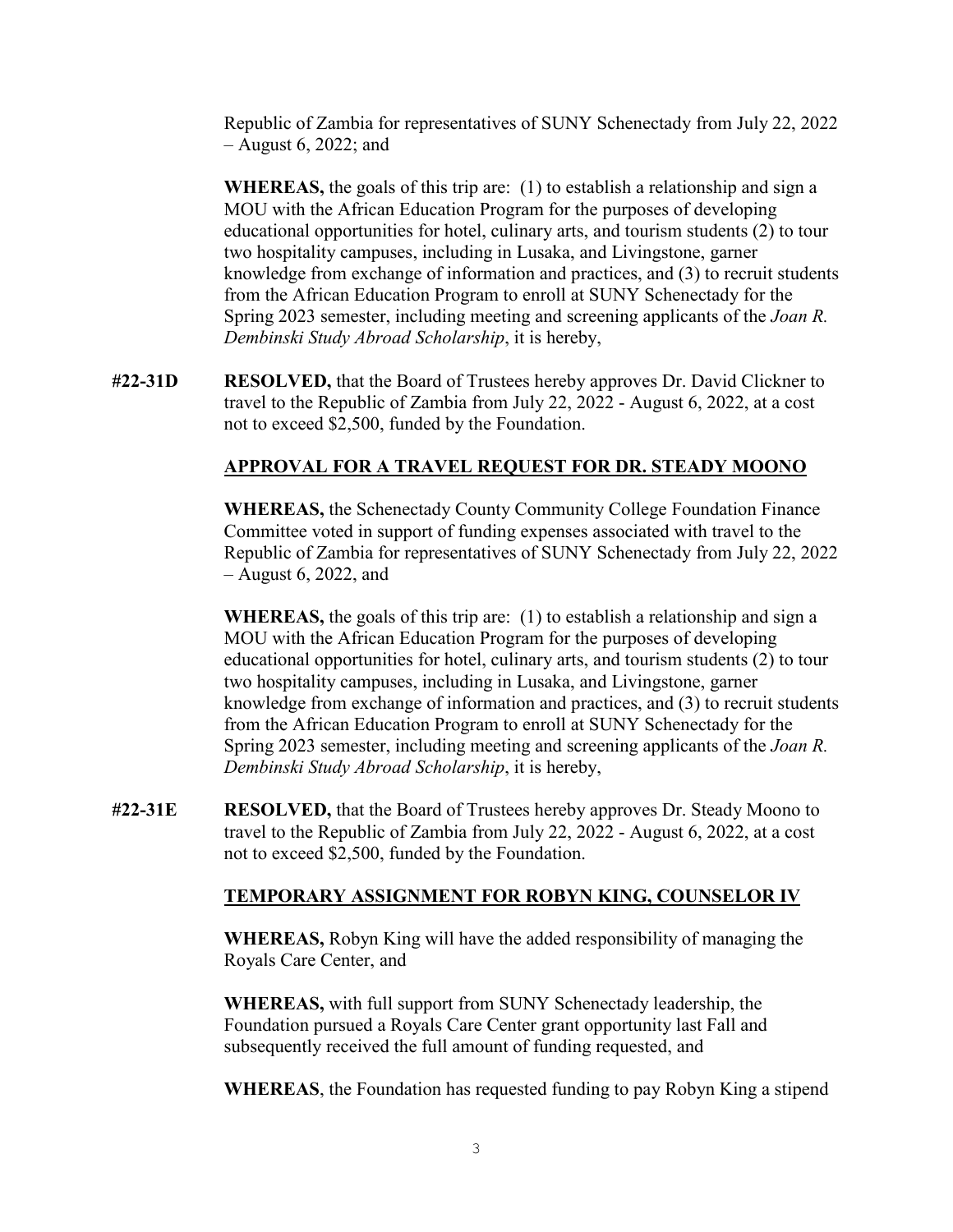Republic of Zambia for representatives of SUNY Schenectady from July 22, 2022 – August 6, 2022; and

**WHEREAS,** the goals of this trip are: (1) to establish a relationship and sign a MOU with the African Education Program for the purposes of developing educational opportunities for hotel, culinary arts, and tourism students (2) to tour two hospitality campuses, including in Lusaka, and Livingstone, garner knowledge from exchange of information and practices, and (3) to recruit students from the African Education Program to enroll at SUNY Schenectady for the Spring 2023 semester, including meeting and screening applicants of the *Joan R. Dembinski Study Abroad Scholarship*, it is hereby,

**#22-31D** **RESOLVED,** that the Board of Trustees hereby approves Dr. David Clickner to travel to the Republic of Zambia from July 22, 2022 - August 6, 2022, at a cost not to exceed $2,500, funded by the Foundation.

**APPROVAL FOR A TRAVEL REQUEST FOR DR. STEADY MOONO**

**WHEREAS,** the Schenectady County Community College Foundation Finance Committee voted in support of funding expenses associated with travel to the Republic of Zambia for representatives of SUNY Schenectady from July 22, 2022 – August 6, 2022, and

**WHEREAS,** the goals of this trip are: (1) to establish a relationship and sign a MOU with the African Education Program for the purposes of developing educational opportunities for hotel, culinary arts, and tourism students (2) to tour two hospitality campuses, including in Lusaka, and Livingstone, garner knowledge from exchange of information and practices, and (3) to recruit students from the African Education Program to enroll at SUNY Schenectady for the Spring 2023 semester, including meeting and screening applicants of the *Joan R. Dembinski Study Abroad Scholarship*, it is hereby,

**#22-31E** **RESOLVED,** that the Board of Trustees hereby approves Dr. Steady Moono to travel to the Republic of Zambia from July 22, 2022 - August 6, 2022, at a cost not to exceed $2,500, funded by the Foundation.

**TEMPORARY ASSIGNMENT FOR ROBYN KING, COUNSELOR IV**

**WHEREAS,** Robyn King will have the added responsibility of managing the Royals Care Center, and

**WHEREAS,** with full support from SUNY Schenectady leadership, the Foundation pursued a Royals Care Center grant opportunity last Fall and subsequently received the full amount of funding requested, and

**WHEREAS**, the Foundation has requested funding to pay Robyn King a stipend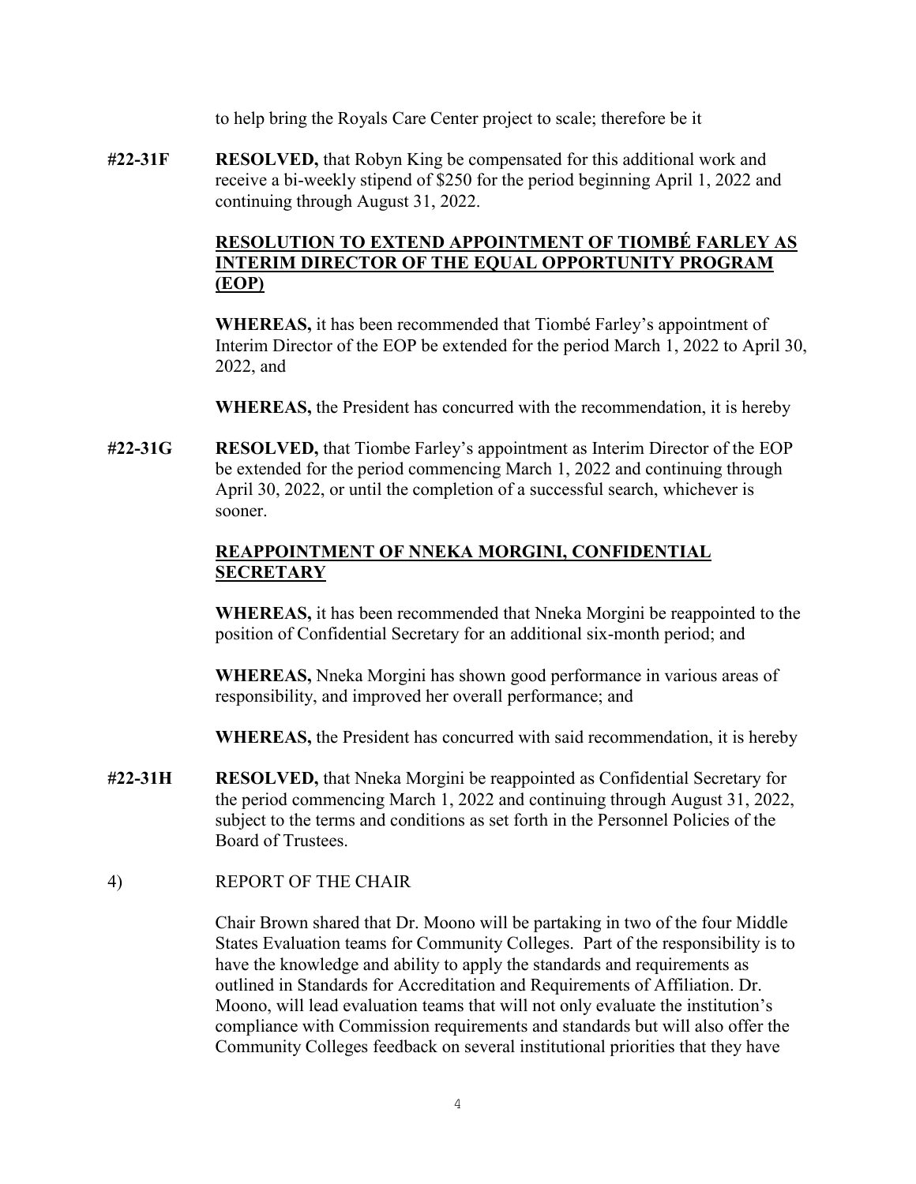to help bring the Royals Care Center project to scale; therefore be it

**#22-31F** **RESOLVED,** that Robyn King be compensated for this additional work and receive a bi-weekly stipend of $250 for the period beginning April 1, 2022 and continuing through August 31, 2022.

**<u>RESOLUTION TO EXTEND APPOINTMENT OF TIOMBÉ FARLEY AS INTERIM DIRECTOR OF THE EQUAL OPPORTUNITY PROGRAM (EOP)</u>**

**WHEREAS,** it has been recommended that Tiombé Farley's appointment of Interim Director of the EOP be extended for the period March 1, 2022 to April 30, 2022, and

**WHEREAS,** the President has concurred with the recommendation, it is hereby

**#22-31G** **RESOLVED,** that Tiombe Farley's appointment as Interim Director of the EOP be extended for the period commencing March 1, 2022 and continuing through April 30, 2022, or until the completion of a successful search, whichever is sooner.

**<u>REAPPOINTMENT OF NNEKA MORGINI, CONFIDENTIAL SECRETARY</u>**

**WHEREAS,** it has been recommended that Nneka Morgini be reappointed to the position of Confidential Secretary for an additional six-month period; and

**WHEREAS,** Nneka Morgini has shown good performance in various areas of responsibility, and improved her overall performance; and

**WHEREAS,** the President has concurred with said recommendation, it is hereby

**#22-31H** **RESOLVED,** that Nneka Morgini be reappointed as Confidential Secretary for the period commencing March 1, 2022 and continuing through August 31, 2022, subject to the terms and conditions as set forth in the Personnel Policies of the Board of Trustees.

4) REPORT OF THE CHAIR

Chair Brown shared that Dr. Moono will be partaking in two of the four Middle States Evaluation teams for Community Colleges. Part of the responsibility is to have the knowledge and ability to apply the standards and requirements as outlined in Standards for Accreditation and Requirements of Affiliation. Dr. Moono, will lead evaluation teams that will not only evaluate the institution's compliance with Commission requirements and standards but will also offer the Community Colleges feedback on several institutional priorities that they have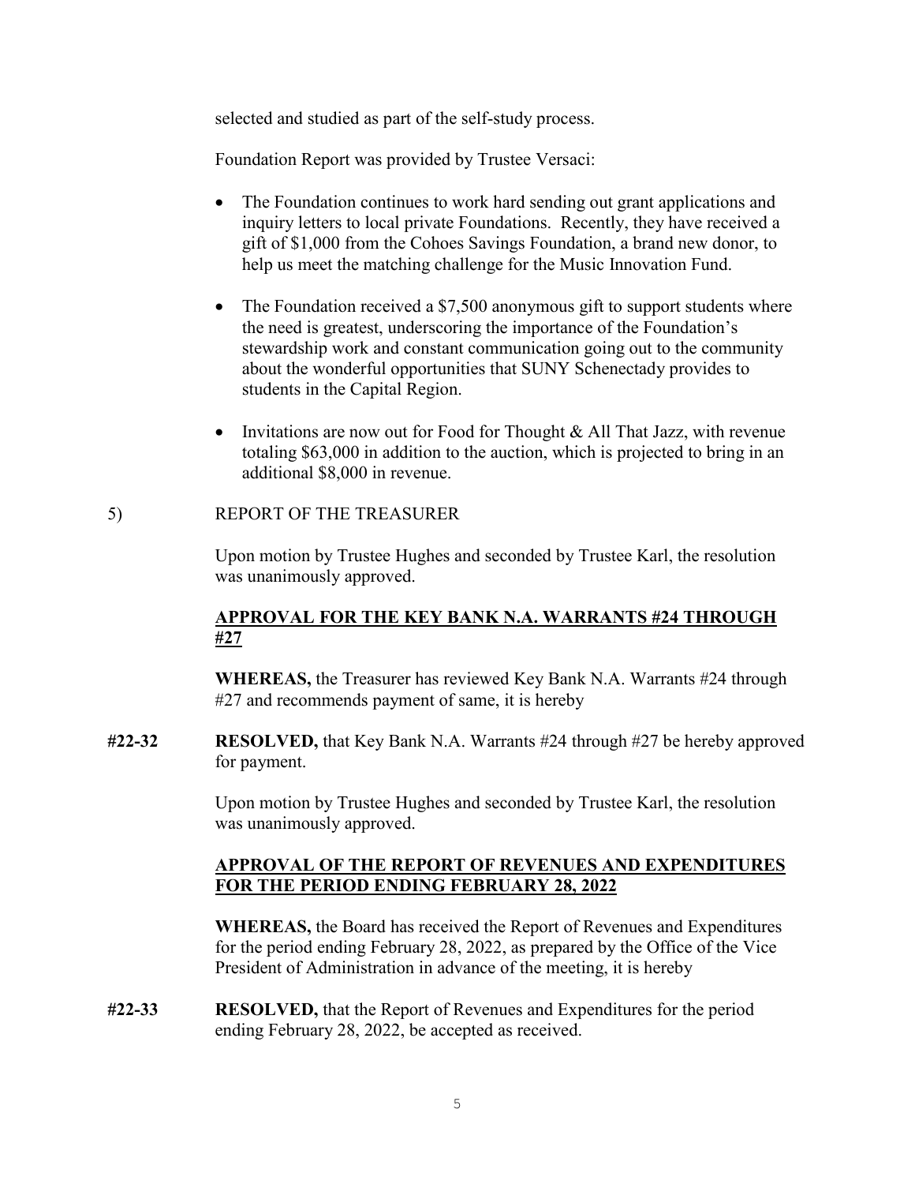selected and studied as part of the self-study process.

Foundation Report was provided by Trustee Versaci:

- The Foundation continues to work hard sending out grant applications and inquiry letters to local private Foundations. Recently, they have received a gift of $1,000 from the Cohoes Savings Foundation, a brand new donor, to help us meet the matching challenge for the Music Innovation Fund.
- The Foundation received a $7,500 anonymous gift to support students where the need is greatest, underscoring the importance of the Foundation's stewardship work and constant communication going out to the community about the wonderful opportunities that SUNY Schenectady provides to students in the Capital Region.
- Invitations are now out for Food for Thought & All That Jazz, with revenue totaling $63,000 in addition to the auction, which is projected to bring in an additional $8,000 in revenue.

5) REPORT OF THE TREASURER

Upon motion by Trustee Hughes and seconded by Trustee Karl, the resolution was unanimously approved.

**APPROVAL FOR THE KEY BANK N.A. WARRANTS #24 THROUGH #27**

**WHEREAS,** the Treasurer has reviewed Key Bank N.A. Warrants #24 through #27 and recommends payment of same, it is hereby

**#22-32** **RESOLVED,** that Key Bank N.A. Warrants #24 through #27 be hereby approved for payment.

Upon motion by Trustee Hughes and seconded by Trustee Karl, the resolution was unanimously approved.

**APPROVAL OF THE REPORT OF REVENUES AND EXPENDITURES FOR THE PERIOD ENDING FEBRUARY 28, 2022**

**WHEREAS,** the Board has received the Report of Revenues and Expenditures for the period ending February 28, 2022, as prepared by the Office of the Vice President of Administration in advance of the meeting, it is hereby

**#22-33** **RESOLVED,** that the Report of Revenues and Expenditures for the period ending February 28, 2022, be accepted as received.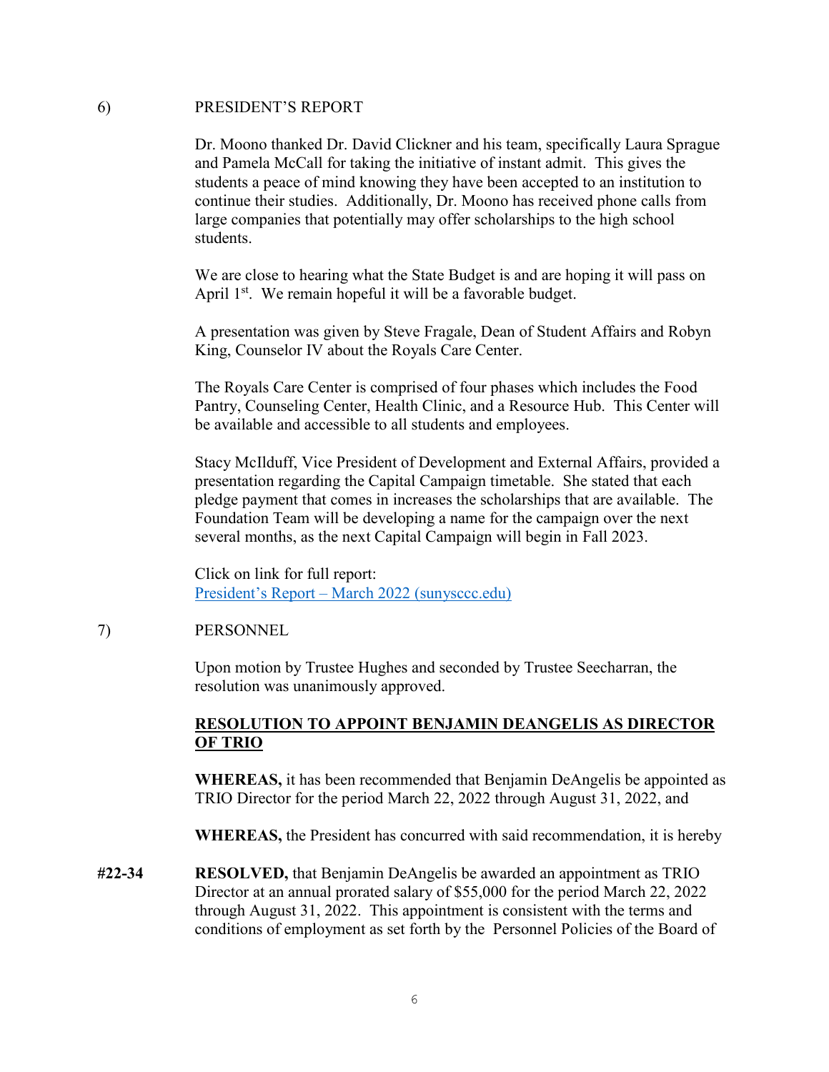6) PRESIDENT'S REPORT

Dr. Moono thanked Dr. David Clickner and his team, specifically Laura Sprague and Pamela McCall for taking the initiative of instant admit. This gives the students a peace of mind knowing they have been accepted to an institution to continue their studies. Additionally, Dr. Moono has received phone calls from large companies that potentially may offer scholarships to the high school students.

We are close to hearing what the State Budget is and are hoping it will pass on April 1st. We remain hopeful it will be a favorable budget.

A presentation was given by Steve Fragale, Dean of Student Affairs and Robyn King, Counselor IV about the Royals Care Center.

The Royals Care Center is comprised of four phases which includes the Food Pantry, Counseling Center, Health Clinic, and a Resource Hub. This Center will be available and accessible to all students and employees.

Stacy McIlduff, Vice President of Development and External Affairs, provided a presentation regarding the Capital Campaign timetable. She stated that each pledge payment that comes in increases the scholarships that are available. The Foundation Team will be developing a name for the campaign over the next several months, as the next Capital Campaign will begin in Fall 2023.

Click on link for full report:
President's Report – March 2022 (sunysccc.edu)

7) PERSONNEL

Upon motion by Trustee Hughes and seconded by Trustee Seecharran, the resolution was unanimously approved.

**RESOLUTION TO APPOINT BENJAMIN DEANGELIS AS DIRECTOR OF TRIO**

**WHEREAS,** it has been recommended that Benjamin DeAngelis be appointed as TRIO Director for the period March 22, 2022 through August 31, 2022, and

**WHEREAS,** the President has concurred with said recommendation, it is hereby

**#22-34** **RESOLVED,** that Benjamin DeAngelis be awarded an appointment as TRIO Director at an annual prorated salary of $55,000 for the period March 22, 2022 through August 31, 2022. This appointment is consistent with the terms and conditions of employment as set forth by the Personnel Policies of the Board of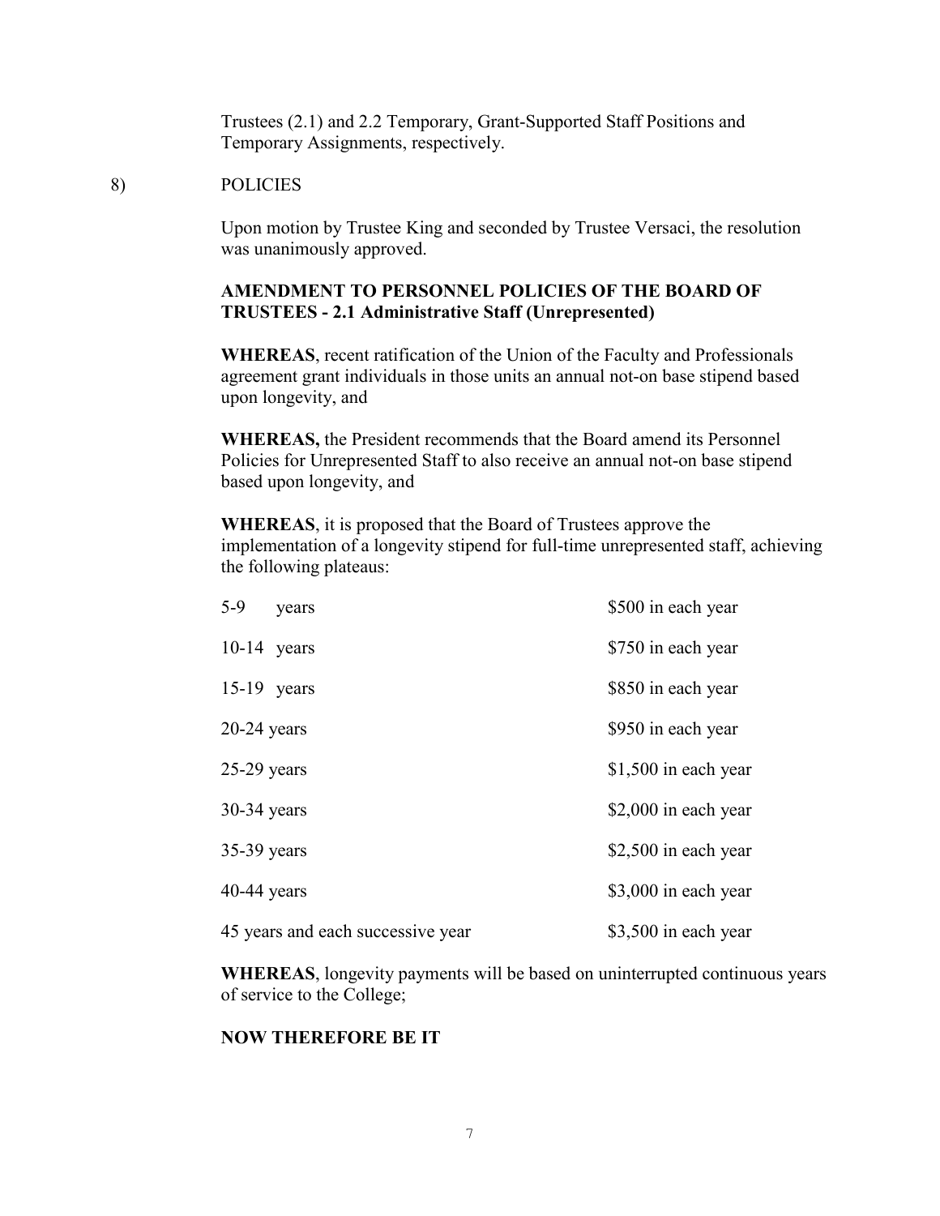Trustees (2.1) and 2.2 Temporary, Grant-Supported Staff Positions and Temporary Assignments, respectively.

8) POLICIES

Upon motion by Trustee King and seconded by Trustee Versaci, the resolution was unanimously approved.

**AMENDMENT TO PERSONNEL POLICIES OF THE BOARD OF TRUSTEES - 2.1 Administrative Staff (Unrepresented)**

**WHEREAS**, recent ratification of the Union of the Faculty and Professionals agreement grant individuals in those units an annual not-on base stipend based upon longevity, and

**WHEREAS,** the President recommends that the Board amend its Personnel Policies for Unrepresented Staff to also receive an annual not-on base stipend based upon longevity, and

**WHEREAS**, it is proposed that the Board of Trustees approve the implementation of a longevity stipend for full-time unrepresented staff, achieving the following plateaus:

| | |
|---|---|
| 5-9 years | \$500 in each year |
| 10-14 years | \$750 in each year |
| 15-19 years | \$850 in each year |
| 20-24 years | \$950 in each year |
| 25-29 years | \$1,500 in each year |
| 30-34 years | \$2,000 in each year |
| 35-39 years | \$2,500 in each year |
| 40-44 years | \$3,000 in each year |
| 45 years and each successive year | \$3,500 in each year |

**WHEREAS**, longevity payments will be based on uninterrupted continuous years of service to the College;

**NOW THEREFORE BE IT**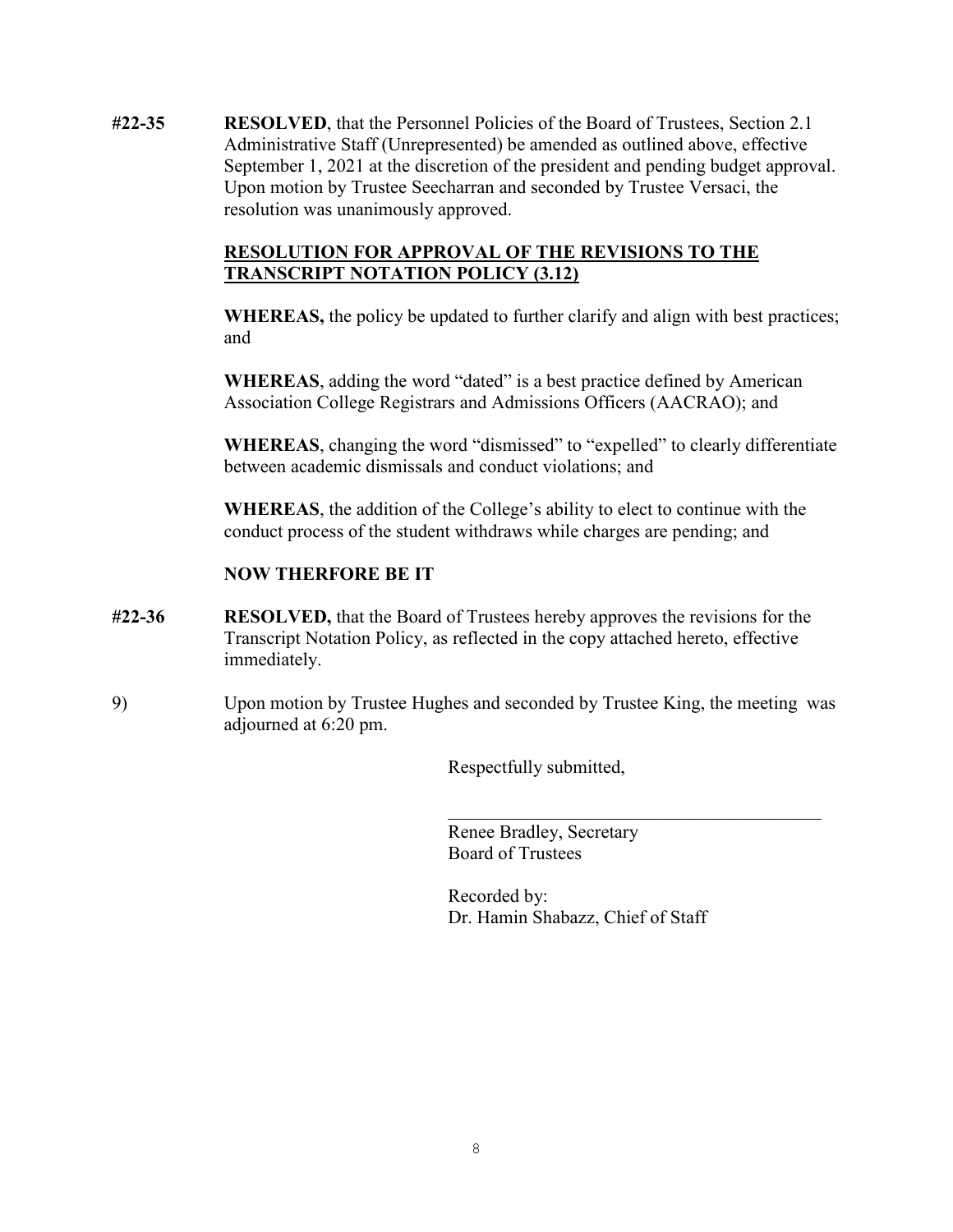**#22-35** **RESOLVED**, that the Personnel Policies of the Board of Trustees, Section 2.1 Administrative Staff (Unrepresented) be amended as outlined above, effective September 1, 2021 at the discretion of the president and pending budget approval. Upon motion by Trustee Seecharran and seconded by Trustee Versaci, the resolution was unanimously approved.

**RESOLUTION FOR APPROVAL OF THE REVISIONS TO THE TRANSCRIPT NOTATION POLICY (3.12)**

**WHEREAS,** the policy be updated to further clarify and align with best practices; and

**WHEREAS**, adding the word "dated" is a best practice defined by American Association College Registrars and Admissions Officers (AACRAO); and

**WHEREAS**, changing the word "dismissed" to "expelled" to clearly differentiate between academic dismissals and conduct violations; and

**WHEREAS**, the addition of the College's ability to elect to continue with the conduct process of the student withdraws while charges are pending; and

**NOW THERFORE BE IT**

**#22-36** **RESOLVED,** that the Board of Trustees hereby approves the revisions for the Transcript Notation Policy, as reflected in the copy attached hereto, effective immediately.

9) Upon motion by Trustee Hughes and seconded by Trustee King, the meeting was adjourned at 6:20 pm.

Respectfully submitted,

\_\_\_\_\_\_\_\_\_\_\_\_\_\_\_\_\_\_\_\_\_\_\_\_\_\_\_\_\_\_\_\_\_\_\_\_\_\_\_\_

Renee Bradley, Secretary
Board of Trustees

Recorded by:
Dr. Hamin Shabazz, Chief of Staff